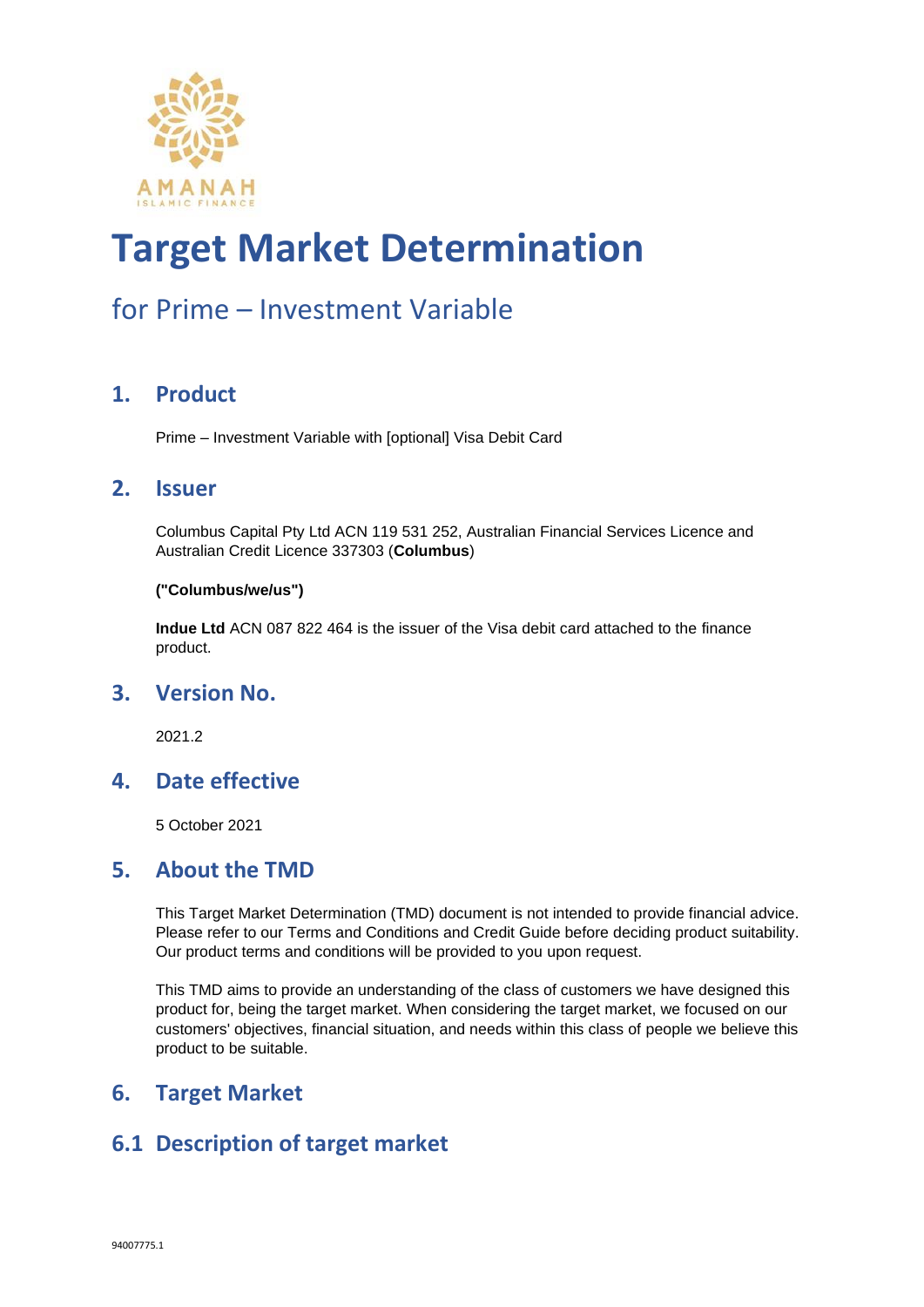# Target Market Determination

## for Prime – Investment Variable

## 1. Product

Prime – Investment Variable with [optional] Visa Debit Card

## 2. Issuer

Columbus Capital Pty Ltd ACN 119 531 252, Australian Financial Services Licence and Australian Credit Licence 337303 (**Columbus**)

**("Columbus/we/us")**

**Indue Ltd** ACN 087 822 464 is the issuer of the Visa debit card attached to the finance product.

## 3. Version No.

2021.2

## 4. Date effective

5 October 2021

## 5. About the TMD

This Target Market Determination (TMD) document is not intended to provide financial advice. Please refer to our Terms and Conditions and Credit Guide before deciding product suitability. Our product terms and conditions will be provided to you upon request.

This TMD aims to provide an understanding of the class of customers we have designed this product for, being the target market. When considering the target market, we focused on our customers' objectives, financial situation, and needs within this class of people we believe this product to be suitable.

## 6. Target Market

## 6.1 Description of target market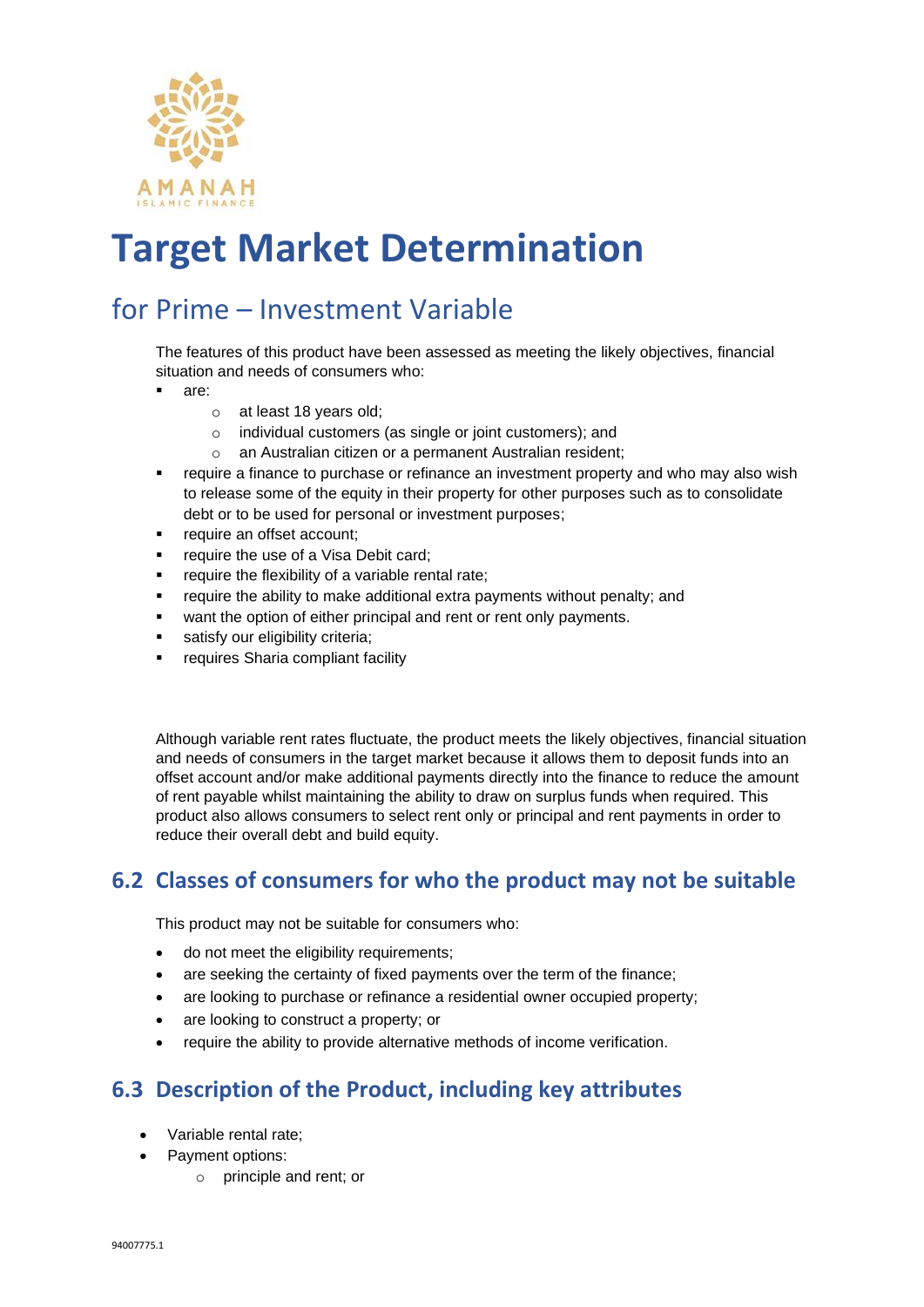AMANAH ISLAMIC FINANCE

# Target Market Determination

## for Prime – Investment Variable

The features of this product have been assessed as meeting the likely objectives, financial situation and needs of consumers who:

- are:
  - at least 18 years old;
  - individual customers (as single or joint customers); and
  - an Australian citizen or a permanent Australian resident;
- require a finance to purchase or refinance an investment property and who may also wish to release some of the equity in their property for other purposes such as to consolidate debt or to be used for personal or investment purposes;
- require an offset account;
- require the use of a Visa Debit card;
- require the flexibility of a variable rental rate;
- require the ability to make additional extra payments without penalty; and
- want the option of either principal and rent or rent only payments.
- satisfy our eligibility criteria;
- requires Sharia compliant facility

Although variable rent rates fluctuate, the product meets the likely objectives, financial situation and needs of consumers in the target market because it allows them to deposit funds into an offset account and/or make additional payments directly into the finance to reduce the amount of rent payable whilst maintaining the ability to draw on surplus funds when required. This product also allows consumers to select rent only or principal and rent payments in order to reduce their overall debt and build equity.

## 6.2 Classes of consumers for who the product may not be suitable

This product may not be suitable for consumers who:

- do not meet the eligibility requirements;
- are seeking the certainty of fixed payments over the term of the finance;
- are looking to purchase or refinance a residential owner occupied property;
- are looking to construct a property; or
- require the ability to provide alternative methods of income verification.

## 6.3 Description of the Product, including key attributes

- Variable rental rate;
- Payment options:
  - principle and rent; or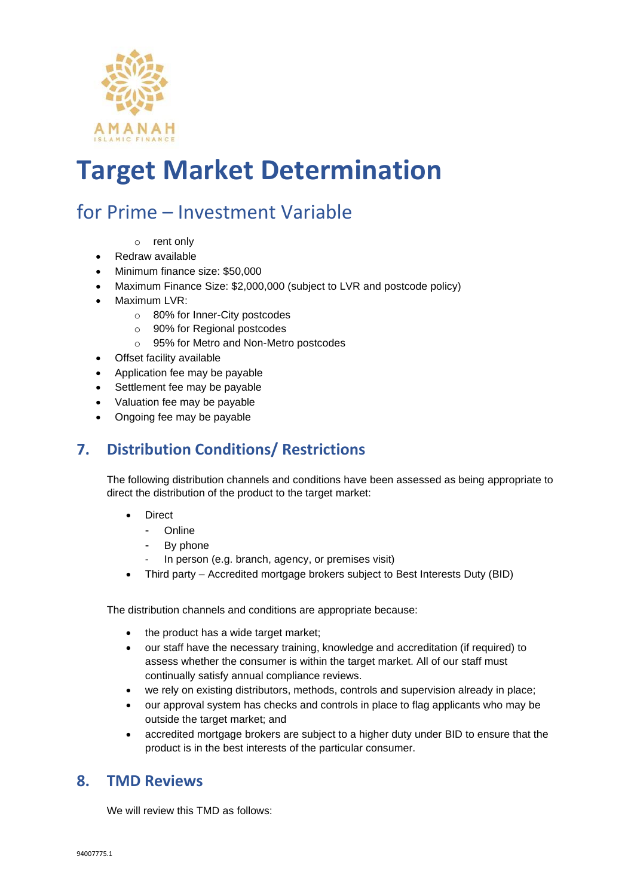# Target Market Determination

## for Prime – Investment Variable

    - rent only
- Redraw available
- Minimum finance size: $50,000
- Maximum Finance Size: $2,000,000 (subject to LVR and postcode policy)
- Maximum LVR:
    - 80% for Inner-City postcodes
    - 90% for Regional postcodes
    - 95% for Metro and Non-Metro postcodes
- Offset facility available
- Application fee may be payable
- Settlement fee may be payable
- Valuation fee may be payable
- Ongoing fee may be payable

## 7. Distribution Conditions/ Restrictions

The following distribution channels and conditions have been assessed as being appropriate to direct the distribution of the product to the target market:

- Direct
    - Online
    - By phone
    - In person (e.g. branch, agency, or premises visit)
- Third party – Accredited mortgage brokers subject to Best Interests Duty (BID)

The distribution channels and conditions are appropriate because:

- the product has a wide target market;
- our staff have the necessary training, knowledge and accreditation (if required) to assess whether the consumer is within the target market. All of our staff must continually satisfy annual compliance reviews.
- we rely on existing distributors, methods, controls and supervision already in place;
- our approval system has checks and controls in place to flag applicants who may be outside the target market; and
- accredited mortgage brokers are subject to a higher duty under BID to ensure that the product is in the best interests of the particular consumer.

## 8. TMD Reviews

We will review this TMD as follows: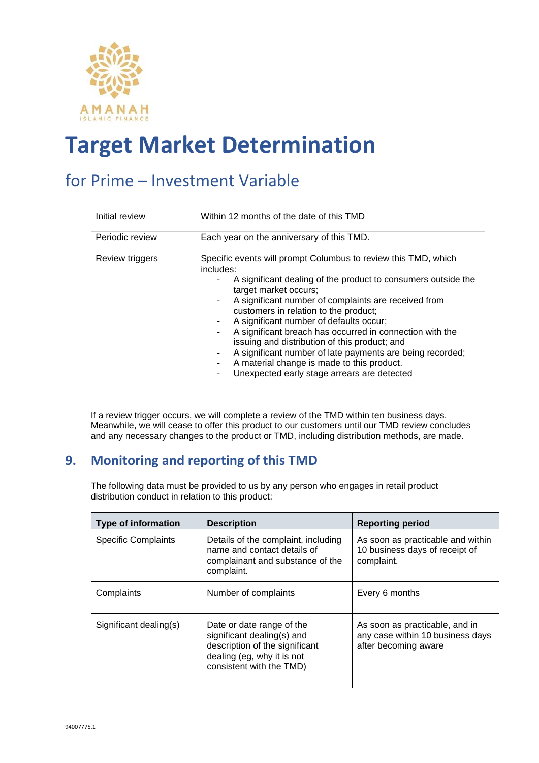# Target Market Determination

## for Prime – Investment Variable

| | |
|---|---|
| Initial review | Within 12 months of the date of this TMD |
| Periodic review | Each year on the anniversary of this TMD. |
| Review triggers | Specific events will prompt Columbus to review this TMD, which includes:<br>- A significant dealing of the product to consumers outside the target market occurs;<br>- A significant number of complaints are received from customers in relation to the product;<br>- A significant number of defaults occur;<br>- A significant breach has occurred in connection with the issuing and distribution of this product; and<br>- A significant number of late payments are being recorded;<br>- A material change is made to this product.<br>- Unexpected early stage arrears are detected |

If a review trigger occurs, we will complete a review of the TMD within ten business days. Meanwhile, we will cease to offer this product to our customers until our TMD review concludes and any necessary changes to the product or TMD, including distribution methods, are made.

## 9. Monitoring and reporting of this TMD

The following data must be provided to us by any person who engages in retail product distribution conduct in relation to this product:

| Type of information | Description | Reporting period |
|---|---|---|
| Specific Complaints | Details of the complaint, including name and contact details of complainant and substance of the complaint. | As soon as practicable and within 10 business days of receipt of complaint. |
| Complaints | Number of complaints | Every 6 months |
| Significant dealing(s) | Date or date range of the significant dealing(s) and description of the significant dealing (eg, why it is not consistent with the TMD) | As soon as practicable, and in any case within 10 business days after becoming aware |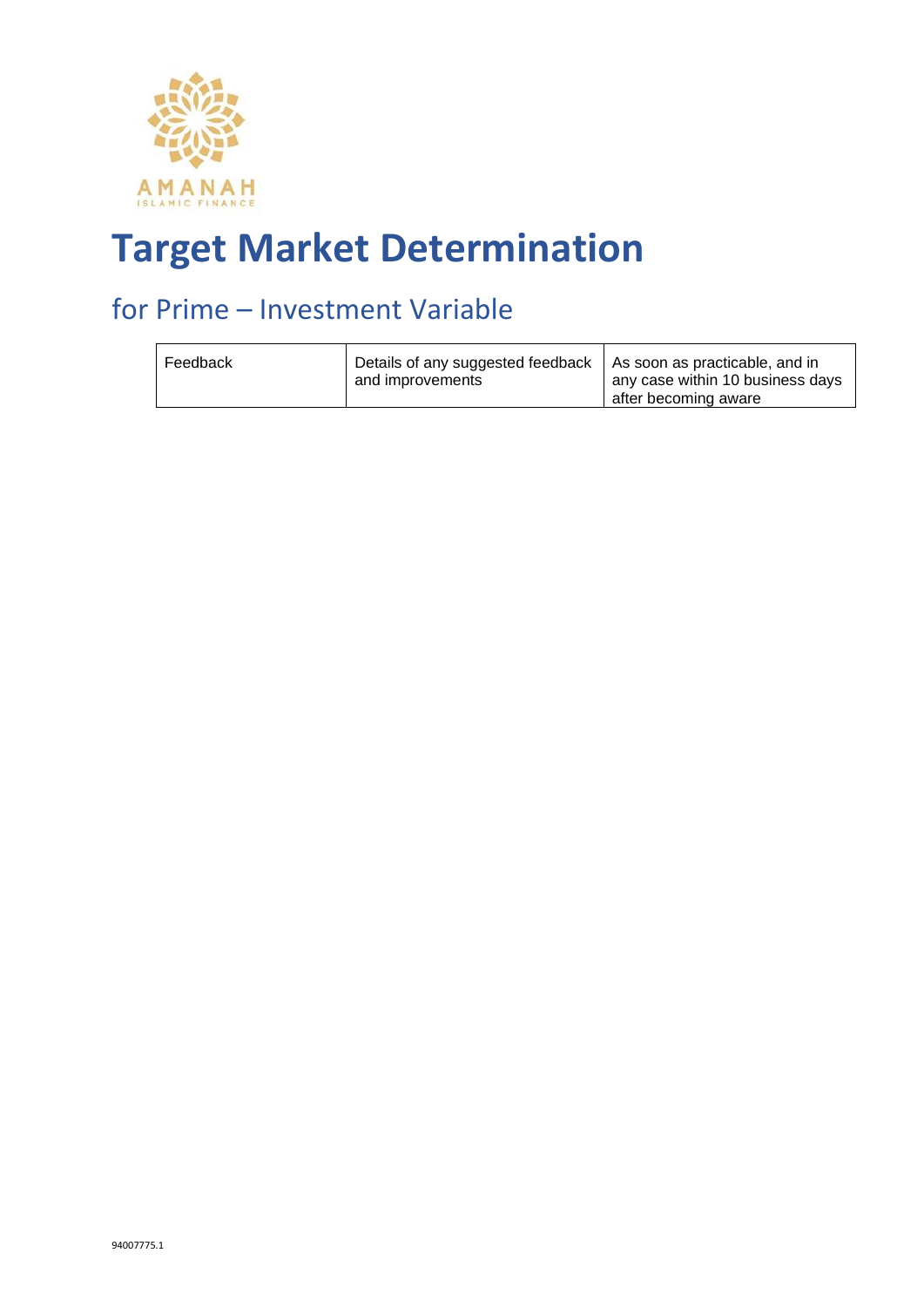# Target Market Determination

## for Prime – Investment Variable

| | | |
|---|---|---|
| Feedback | Details of any suggested feedback and improvements | As soon as practicable, and in any case within 10 business days after becoming aware |

94007775.1